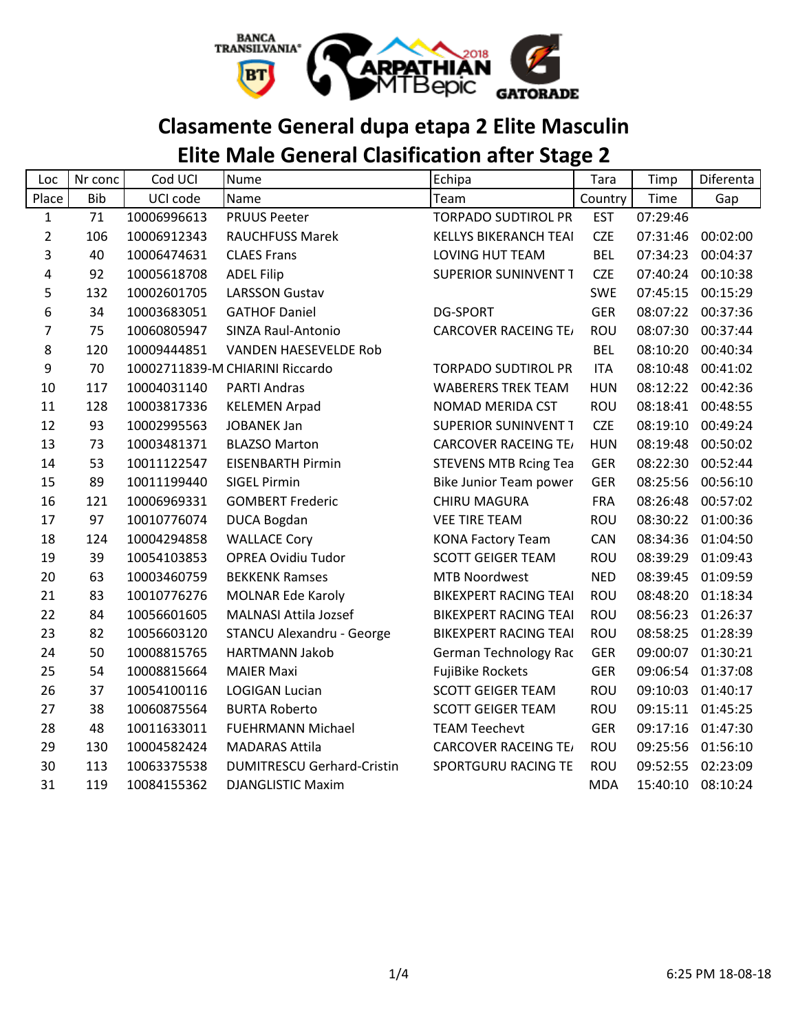# Clasamente General dupa etapa 2 Elite Masculin

## Elite Male General Clasification after Stage 2

| Loc | Nr conc | Cod UCI | Nume | Echipa | Tara | Timp | Diferenta |
|---|---|---|---|---|---|---|---|
| Place | Bib | UCI code | Name | Team | Country | Time | Gap |
| 1 | 71 | 10006996613 | PRUUS Peeter | TORPADO SUDTIROL PR | EST | 07:29:46 | |
| 2 | 106 | 10006912343 | RAUCHFUSS Marek | KELLYS BIKERANCH TEAI | CZE | 07:31:46 | 00:02:00 |
| 3 | 40 | 10006474631 | CLAES Frans | LOVING HUT TEAM | BEL | 07:34:23 | 00:04:37 |
| 4 | 92 | 10005618708 | ADEL Filip | SUPERIOR SUNINVENT T | CZE | 07:40:24 | 00:10:38 |
| 5 | 132 | 10002601705 | LARSSON Gustav | | SWE | 07:45:15 | 00:15:29 |
| 6 | 34 | 10003683051 | GATHOF Daniel | DG-SPORT | GER | 08:07:22 | 00:37:36 |
| 7 | 75 | 10060805947 | SINZA Raul-Antonio | CARCOVER RACEING TE/ | ROU | 08:07:30 | 00:37:44 |
| 8 | 120 | 10009444851 | VANDEN HAESEVELDE Rob | | BEL | 08:10:20 | 00:40:34 |
| 9 | 70 | 10002711839-M | CHIARINI Riccardo | TORPADO SUDTIROL PR | ITA | 08:10:48 | 00:41:02 |
| 10 | 117 | 10004031140 | PARTI Andras | WABERERS TREK TEAM | HUN | 08:12:22 | 00:42:36 |
| 11 | 128 | 10003817336 | KELEMEN Arpad | NOMAD MERIDA CST | ROU | 08:18:41 | 00:48:55 |
| 12 | 93 | 10002995563 | JOBANEK Jan | SUPERIOR SUNINVENT T | CZE | 08:19:10 | 00:49:24 |
| 13 | 73 | 10003481371 | BLAZSO Marton | CARCOVER RACEING TE/ | HUN | 08:19:48 | 00:50:02 |
| 14 | 53 | 10011122547 | EISENBARTH Pirmin | STEVENS MTB Rcing Tea | GER | 08:22:30 | 00:52:44 |
| 15 | 89 | 10011199440 | SIGEL Pirmin | Bike Junior Team power | GER | 08:25:56 | 00:56:10 |
| 16 | 121 | 10006969331 | GOMBERT Frederic | CHIRU MAGURA | FRA | 08:26:48 | 00:57:02 |
| 17 | 97 | 10010776074 | DUCA Bogdan | VEE TIRE TEAM | ROU | 08:30:22 | 01:00:36 |
| 18 | 124 | 10004294858 | WALLACE Cory | KONA Factory Team | CAN | 08:34:36 | 01:04:50 |
| 19 | 39 | 10054103853 | OPREA Ovidiu Tudor | SCOTT GEIGER TEAM | ROU | 08:39:29 | 01:09:43 |
| 20 | 63 | 10003460759 | BEKKENK Ramses | MTB Noordwest | NED | 08:39:45 | 01:09:59 |
| 21 | 83 | 10010776276 | MOLNAR Ede Karoly | BIKEXPERT RACING TEAI | ROU | 08:48:20 | 01:18:34 |
| 22 | 84 | 10056601605 | MALNASI Attila Jozsef | BIKEXPERT RACING TEAI | ROU | 08:56:23 | 01:26:37 |
| 23 | 82 | 10056603120 | STANCU Alexandru - George | BIKEXPERT RACING TEAI | ROU | 08:58:25 | 01:28:39 |
| 24 | 50 | 10008815765 | HARTMANN Jakob | German Technology Rac | GER | 09:00:07 | 01:30:21 |
| 25 | 54 | 10008815664 | MAIER Maxi | FujiBike Rockets | GER | 09:06:54 | 01:37:08 |
| 26 | 37 | 10054100116 | LOGIGAN Lucian | SCOTT GEIGER TEAM | ROU | 09:10:03 | 01:40:17 |
| 27 | 38 | 10060875564 | BURTA Roberto | SCOTT GEIGER TEAM | ROU | 09:15:11 | 01:45:25 |
| 28 | 48 | 10011633011 | FUEHRMANN Michael | TEAM Teechevt | GER | 09:17:16 | 01:47:30 |
| 29 | 130 | 10004582424 | MADARAS Attila | CARCOVER RACEING TE/ | ROU | 09:25:56 | 01:56:10 |
| 30 | 113 | 10063375538 | DUMITRESCU Gerhard-Cristin | SPORTGURU RACING TE | ROU | 09:52:55 | 02:23:09 |
| 31 | 119 | 10084155362 | DJANGLISTIC Maxim | | MDA | 15:40:10 | 08:10:24 |

6:25 PM 18-08-18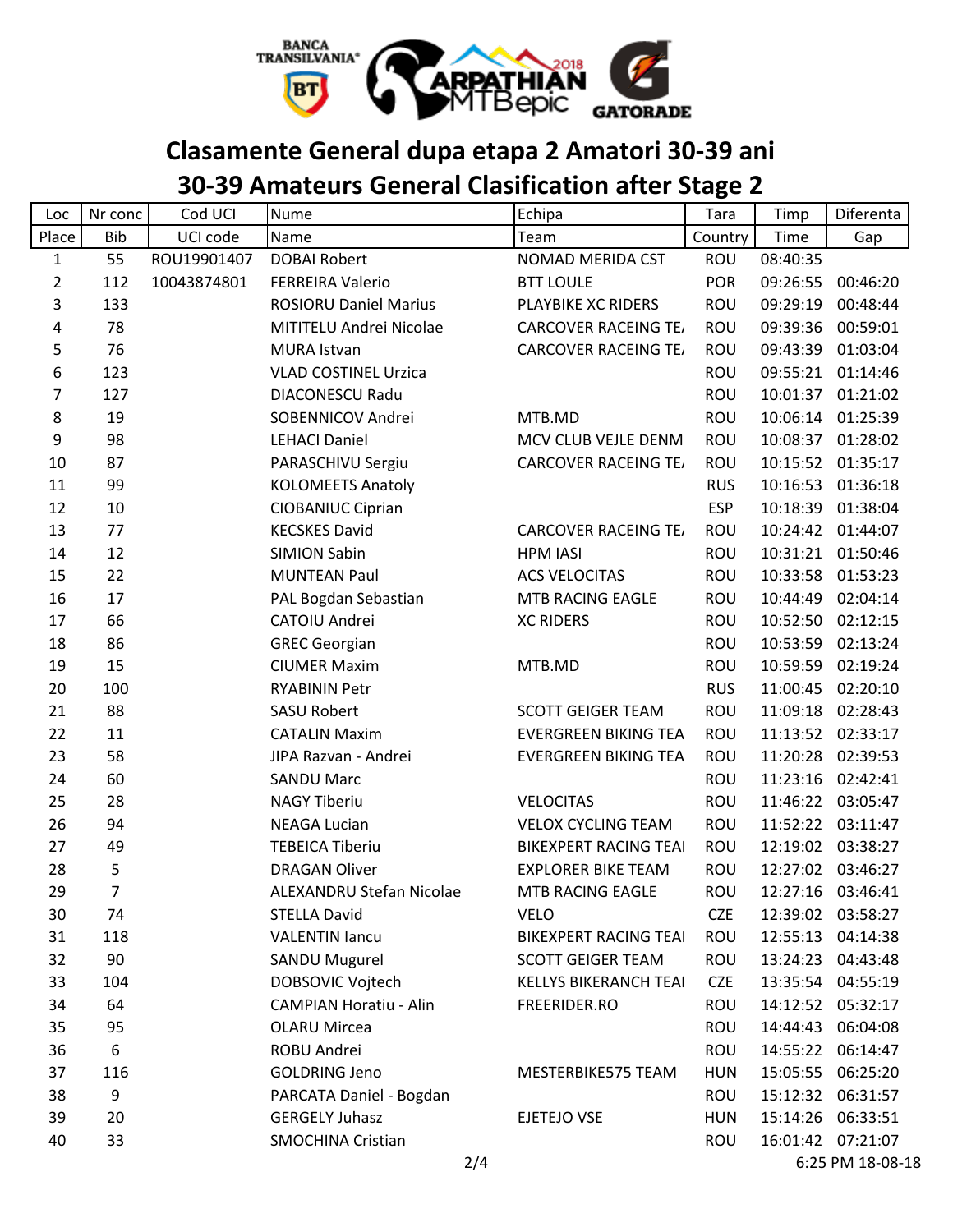# Clasamente General dupa etapa 2 Amatori 30-39 ani

# 30-39 Amateurs General Clasification after Stage 2

| Loc | Nr conc | Cod UCI | Nume | Echipa | Tara | Timp | Diferenta |
|---|---|---|---|---|---|---|---|
| Place | Bib | UCI code | Name | Team | Country | Time | Gap |
| 1 | 55 | ROU19901407 | DOBAI Robert | NOMAD MERIDA CST | ROU | 08:40:35 | |
| 2 | 112 | 10043874801 | FERREIRA Valerio | BTT LOULE | POR | 09:26:55 | 00:46:20 |
| 3 | 133 | | ROSIORU Daniel Marius | PLAYBIKE XC RIDERS | ROU | 09:29:19 | 00:48:44 |
| 4 | 78 | | MITITELU Andrei Nicolae | CARCOVER RACEING TE/ | ROU | 09:39:36 | 00:59:01 |
| 5 | 76 | | MURA Istvan | CARCOVER RACEING TE/ | ROU | 09:43:39 | 01:03:04 |
| 6 | 123 | | VLAD COSTINEL Urzica | | ROU | 09:55:21 | 01:14:46 |
| 7 | 127 | | DIACONESCU Radu | | ROU | 10:01:37 | 01:21:02 |
| 8 | 19 | | SOBENNICOV Andrei | MTB.MD | ROU | 10:06:14 | 01:25:39 |
| 9 | 98 | | LEHACI Daniel | MCV CLUB VEJLE DENM | ROU | 10:08:37 | 01:28:02 |
| 10 | 87 | | PARASCHIVU Sergiu | CARCOVER RACEING TE/ | ROU | 10:15:52 | 01:35:17 |
| 11 | 99 | | KOLOMEETS Anatoly | | RUS | 10:16:53 | 01:36:18 |
| 12 | 10 | | CIOBANIUC Ciprian | | ESP | 10:18:39 | 01:38:04 |
| 13 | 77 | | KECSKES David | CARCOVER RACEING TE/ | ROU | 10:24:42 | 01:44:07 |
| 14 | 12 | | SIMION Sabin | HPM IASI | ROU | 10:31:21 | 01:50:46 |
| 15 | 22 | | MUNTEAN Paul | ACS VELOCITAS | ROU | 10:33:58 | 01:53:23 |
| 16 | 17 | | PAL Bogdan Sebastian | MTB RACING EAGLE | ROU | 10:44:49 | 02:04:14 |
| 17 | 66 | | CATOIU Andrei | XC RIDERS | ROU | 10:52:50 | 02:12:15 |
| 18 | 86 | | GREC Georgian | | ROU | 10:53:59 | 02:13:24 |
| 19 | 15 | | CIUMER Maxim | MTB.MD | ROU | 10:59:59 | 02:19:24 |
| 20 | 100 | | RYABININ Petr | | RUS | 11:00:45 | 02:20:10 |
| 21 | 88 | | SASU Robert | SCOTT GEIGER TEAM | ROU | 11:09:18 | 02:28:43 |
| 22 | 11 | | CATALIN Maxim | EVERGREEN BIKING TEA | ROU | 11:13:52 | 02:33:17 |
| 23 | 58 | | JIPA Razvan - Andrei | EVERGREEN BIKING TEA | ROU | 11:20:28 | 02:39:53 |
| 24 | 60 | | SANDU Marc | | ROU | 11:23:16 | 02:42:41 |
| 25 | 28 | | NAGY Tiberiu | VELOCITAS | ROU | 11:46:22 | 03:05:47 |
| 26 | 94 | | NEAGA Lucian | VELOX CYCLING TEAM | ROU | 11:52:22 | 03:11:47 |
| 27 | 49 | | TEBEICA Tiberiu | BIKEXPERT RACING TEAI | ROU | 12:19:02 | 03:38:27 |
| 28 | 5 | | DRAGAN Oliver | EXPLORER BIKE TEAM | ROU | 12:27:02 | 03:46:27 |
| 29 | 7 | | ALEXANDRU Stefan Nicolae | MTB RACING EAGLE | ROU | 12:27:16 | 03:46:41 |
| 30 | 74 | | STELLA David | VELO | CZE | 12:39:02 | 03:58:27 |
| 31 | 118 | | VALENTIN Iancu | BIKEXPERT RACING TEAI | ROU | 12:55:13 | 04:14:38 |
| 32 | 90 | | SANDU Mugurel | SCOTT GEIGER TEAM | ROU | 13:24:23 | 04:43:48 |
| 33 | 104 | | DOBSOVIC Vojtech | KELLYS BIKERANCH TEAI | CZE | 13:35:54 | 04:55:19 |
| 34 | 64 | | CAMPIAN Horatiu - Alin | FREERIDER.RO | ROU | 14:12:52 | 05:32:17 |
| 35 | 95 | | OLARU Mircea | | ROU | 14:44:43 | 06:04:08 |
| 36 | 6 | | ROBU Andrei | | ROU | 14:55:22 | 06:14:47 |
| 37 | 116 | | GOLDRING Jeno | MESTERBIKE575 TEAM | HUN | 15:05:55 | 06:25:20 |
| 38 | 9 | | PARCATA Daniel - Bogdan | | ROU | 15:12:32 | 06:31:57 |
| 39 | 20 | | GERGELY Juhasz | EJETEJO VSE | HUN | 15:14:26 | 06:33:51 |
| 40 | 33 | | SMOCHINA Cristian | | ROU | 16:01:42 | 07:21:07 |

6:25 PM 18-08-18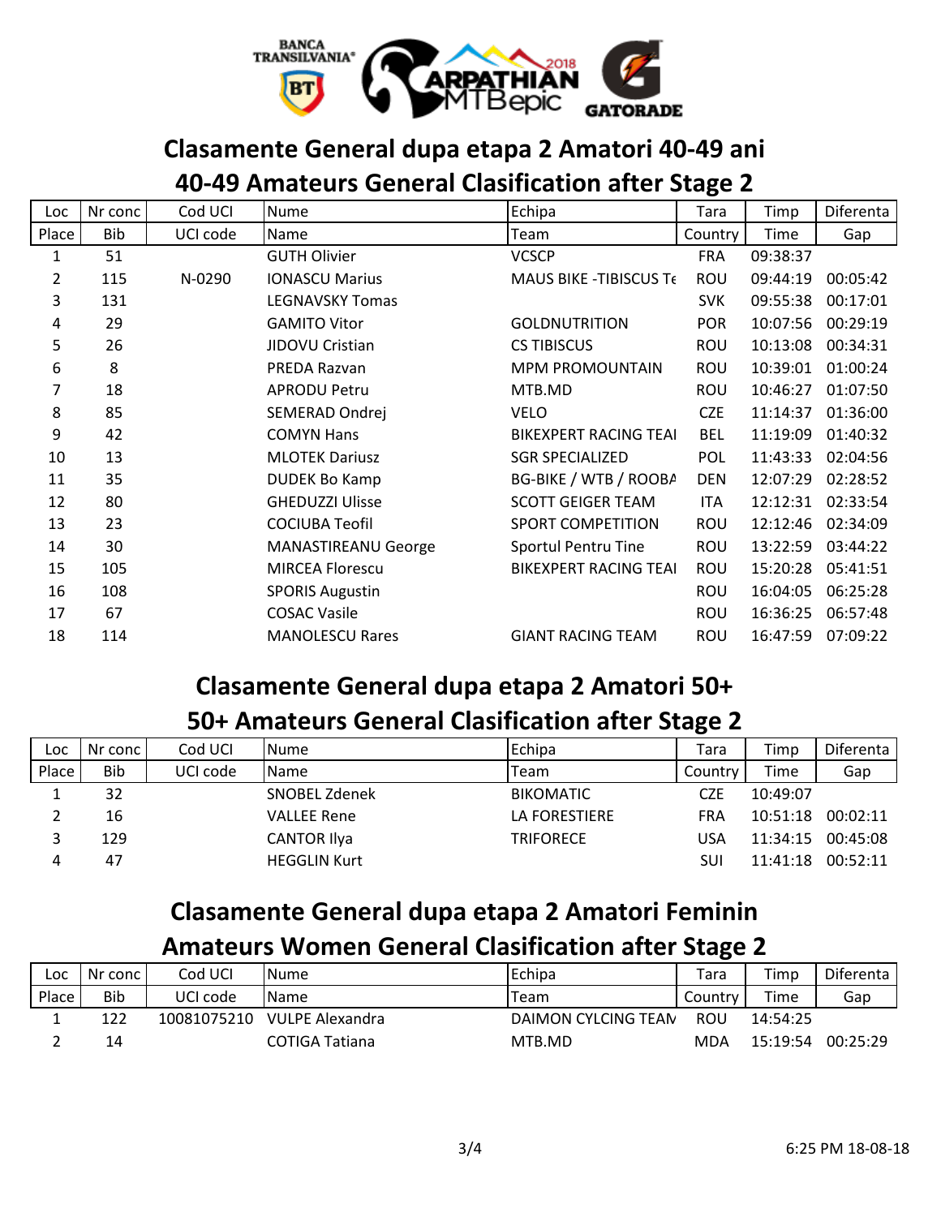## Clasamente General dupa etapa 2 Amatori 40-49 ani

## 40-49 Amateurs General Clasification after Stage 2

| Loc | Nr conc | Cod UCI | Nume | Echipa | Tara | Timp | Diferenta |
|---|---|---|---|---|---|---|---|
| Place | Bib | UCI code | Name | Team | Country | Time | Gap |
| 1 | 51 | | GUTH Olivier | VCSCP | FRA | 09:38:37 | |
| 2 | 115 | N-0290 | IONASCU Marius | MAUS BIKE -TIBISCUS Te | ROU | 09:44:19 | 00:05:42 |
| 3 | 131 | | LEGNAVSKY Tomas | | SVK | 09:55:38 | 00:17:01 |
| 4 | 29 | | GAMITO Vitor | GOLDNUTRITION | POR | 10:07:56 | 00:29:19 |
| 5 | 26 | | JIDOVU Cristian | CS TIBISCUS | ROU | 10:13:08 | 00:34:31 |
| 6 | 8 | | PREDA Razvan | MPM PROMOUNTAIN | ROU | 10:39:01 | 01:00:24 |
| 7 | 18 | | APRODU Petru | MTB.MD | ROU | 10:46:27 | 01:07:50 |
| 8 | 85 | | SEMERAD Ondrej | VELO | CZE | 11:14:37 | 01:36:00 |
| 9 | 42 | | COMYN Hans | BIKEXPERT RACING TEAI | BEL | 11:19:09 | 01:40:32 |
| 10 | 13 | | MLOTEK Dariusz | SGR SPECIALIZED | POL | 11:43:33 | 02:04:56 |
| 11 | 35 | | DUDEK Bo Kamp | BG-BIKE / WTB / ROOBA | DEN | 12:07:29 | 02:28:52 |
| 12 | 80 | | GHEDUZZI Ulisse | SCOTT GEIGER TEAM | ITA | 12:12:31 | 02:33:54 |
| 13 | 23 | | COCIUBA Teofil | SPORT COMPETITION | ROU | 12:12:46 | 02:34:09 |
| 14 | 30 | | MANASTIREANU George | Sportul Pentru Tine | ROU | 13:22:59 | 03:44:22 |
| 15 | 105 | | MIRCEA Florescu | BIKEXPERT RACING TEAI | ROU | 15:20:28 | 05:41:51 |
| 16 | 108 | | SPORIS Augustin | | ROU | 16:04:05 | 06:25:28 |
| 17 | 67 | | COSAC Vasile | | ROU | 16:36:25 | 06:57:48 |
| 18 | 114 | | MANOLESCU Rares | GIANT RACING TEAM | ROU | 16:47:59 | 07:09:22 |

## Clasamente General dupa etapa 2 Amatori 50+

## 50+ Amateurs General Clasification after Stage 2

| Loc | Nr conc | Cod UCI | Nume | Echipa | Tara | Timp | Diferenta |
|---|---|---|---|---|---|---|---|
| Place | Bib | UCI code | Name | Team | Country | Time | Gap |
| 1 | 32 | | SNOBEL Zdenek | BIKOMATIC | CZE | 10:49:07 | |
| 2 | 16 | | VALLEE Rene | LA FORESTIERE | FRA | 10:51:18 | 00:02:11 |
| 3 | 129 | | CANTOR Ilya | TRIFORECE | USA | 11:34:15 | 00:45:08 |
| 4 | 47 | | HEGGLIN Kurt | | SUI | 11:41:18 | 00:52:11 |

## Clasamente General dupa etapa 2 Amatori Feminin

## Amateurs Women General Clasification after Stage 2

| Loc | Nr conc | Cod UCI | Nume | Echipa | Tara | Timp | Diferenta |
|---|---|---|---|---|---|---|---|
| Place | Bib | UCI code | Name | Team | Country | Time | Gap |
| 1 | 122 | 10081075210 | VULPE Alexandra | DAIMON CYLCING TEAM | ROU | 14:54:25 | |
| 2 | 14 | | COTIGA Tatiana | MTB.MD | MDA | 15:19:54 | 00:25:29 |

6:25 PM 18-08-18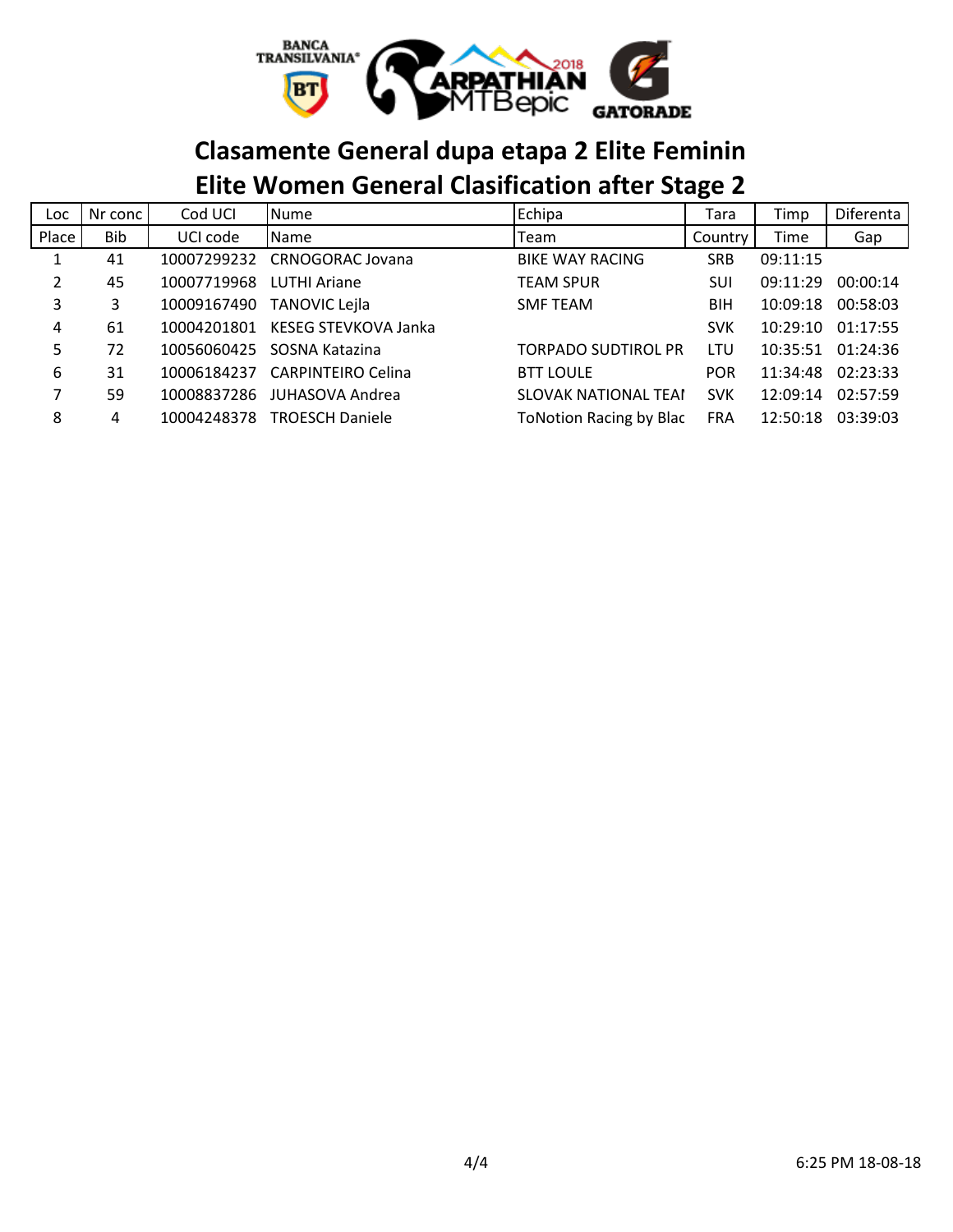## Clasamente General dupa etapa 2 Elite Feminin
## Elite Women General Clasification after Stage 2

| Loc | Nr conc | Cod UCI | Nume | Echipa | Tara | Timp | Diferenta |
|---|---|---|---|---|---|---|---|
| Place | Bib | UCI code | Name | Team | Country | Time | Gap |
| 1 | 41 | 10007299232 | CRNOGORAC Jovana | BIKE WAY RACING | SRB | 09:11:15 | |
| 2 | 45 | 10007719968 | LUTHI Ariane | TEAM SPUR | SUI | 09:11:29 | 00:00:14 |
| 3 | 3 | 10009167490 | TANOVIC Lejla | SMF TEAM | BIH | 10:09:18 | 00:58:03 |
| 4 | 61 | 10004201801 | KESEG STEVKOVA Janka | | SVK | 10:29:10 | 01:17:55 |
| 5 | 72 | 10056060425 | SOSNA Katazina | TORPADO SUDTIROL PR | LTU | 10:35:51 | 01:24:36 |
| 6 | 31 | 10006184237 | CARPINTEIRO Celina | BTT LOULE | POR | 11:34:48 | 02:23:33 |
| 7 | 59 | 10008837286 | JUHASOVA Andrea | SLOVAK NATIONAL TEAI | SVK | 12:09:14 | 02:57:59 |
| 8 | 4 | 10004248378 | TROESCH Daniele | ToNotion Racing by Blac | FRA | 12:50:18 | 03:39:03 |

6:25 PM 18-08-18